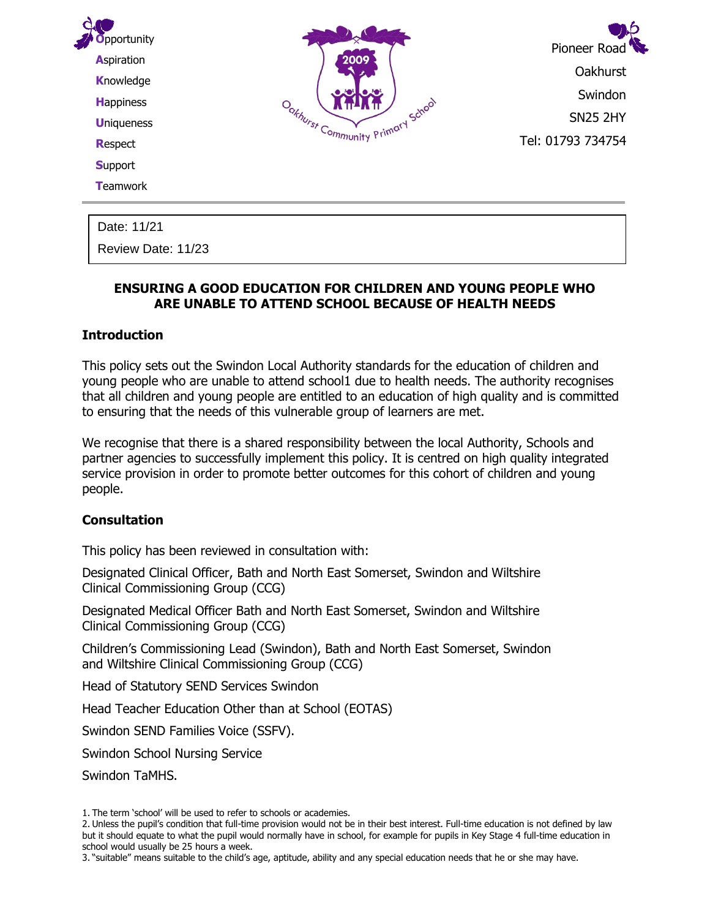**O**pportunity
**A**spiration
**K**nowledge
**H**appiness
**U**niqueness
**R**espect
**S**upport
**T**eamwork

Oakhurst Community Primary School

Pioneer Road
Oakhurst
Swindon
SN25 2HY
Tel: 01793 734754

---

Date: 11/21
Review Date: 11/23

## ENSURING A GOOD EDUCATION FOR CHILDREN AND YOUNG PEOPLE WHO ARE UNABLE TO ATTEND SCHOOL BECAUSE OF HEALTH NEEDS

### Introduction

This policy sets out the Swindon Local Authority standards for the education of children and young people who are unable to attend school[1] due to health needs. The authority recognises that all children and young people are entitled to an education of high quality and is committed to ensuring that the needs of this vulnerable group of learners are met.

We recognise that there is a shared responsibility between the local Authority, Schools and partner agencies to successfully implement this policy. It is centred on high quality integrated service provision in order to promote better outcomes for this cohort of children and young people.

### Consultation

This policy has been reviewed in consultation with:

Designated Clinical Officer, Bath and North East Somerset, Swindon and Wiltshire Clinical Commissioning Group (CCG)

Designated Medical Officer Bath and North East Somerset, Swindon and Wiltshire Clinical Commissioning Group (CCG)

Children's Commissioning Lead (Swindon), Bath and North East Somerset, Swindon and Wiltshire Clinical Commissioning Group (CCG)

Head of Statutory SEND Services Swindon

Head Teacher Education Other than at School (EOTAS)

Swindon SEND Families Voice (SSFV).

Swindon School Nursing Service

Swindon TaMHS.

1. The term 'school' will be used to refer to schools or academies.
2. Unless the pupil's condition that full-time provision would not be in their best interest. Full-time education is not defined by law but it should equate to what the pupil would normally have in school, for example for pupils in Key Stage 4 full-time education in school would usually be 25 hours a week.
3. "suitable" means suitable to the child's age, aptitude, ability and any special education needs that he or she may have.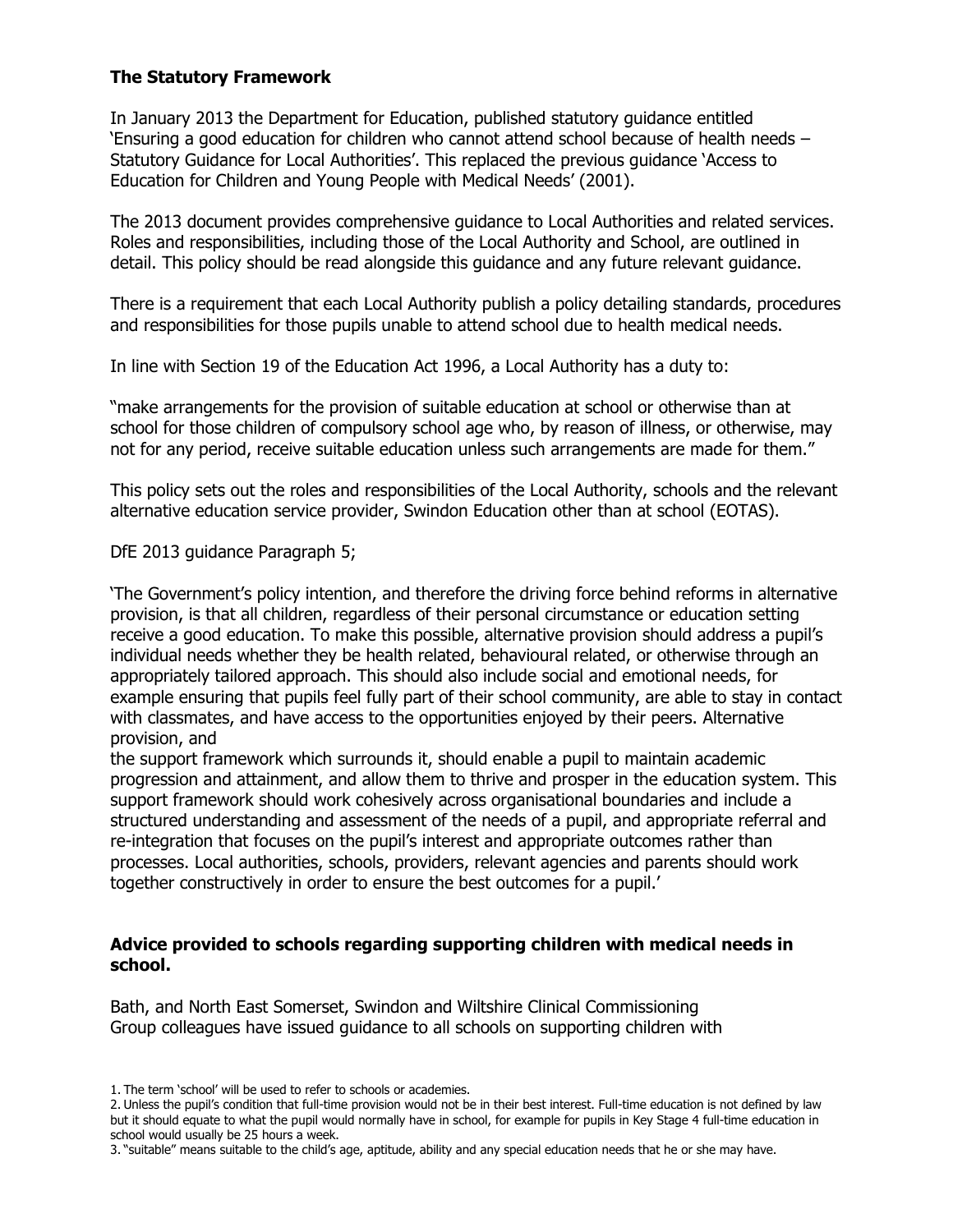**The Statutory Framework**

In January 2013 the Department for Education, published statutory guidance entitled 'Ensuring a good education for children who cannot attend school because of health needs – Statutory Guidance for Local Authorities'. This replaced the previous guidance 'Access to Education for Children and Young People with Medical Needs' (2001).

The 2013 document provides comprehensive guidance to Local Authorities and related services. Roles and responsibilities, including those of the Local Authority and School, are outlined in detail. This policy should be read alongside this guidance and any future relevant guidance.

There is a requirement that each Local Authority publish a policy detailing standards, procedures and responsibilities for those pupils unable to attend school due to health medical needs.

In line with Section 19 of the Education Act 1996, a Local Authority has a duty to:

"make arrangements for the provision of suitable education at school or otherwise than at school for those children of compulsory school age who, by reason of illness, or otherwise, may not for any period, receive suitable education unless such arrangements are made for them."

This policy sets out the roles and responsibilities of the Local Authority, schools and the relevant alternative education service provider, Swindon Education other than at school (EOTAS).

DfE 2013 guidance Paragraph 5;

'The Government's policy intention, and therefore the driving force behind reforms in alternative provision, is that all children, regardless of their personal circumstance or education setting receive a good education. To make this possible, alternative provision should address a pupil's individual needs whether they be health related, behavioural related, or otherwise through an appropriately tailored approach. This should also include social and emotional needs, for example ensuring that pupils feel fully part of their school community, are able to stay in contact with classmates, and have access to the opportunities enjoyed by their peers. Alternative provision, and
the support framework which surrounds it, should enable a pupil to maintain academic progression and attainment, and allow them to thrive and prosper in the education system. This support framework should work cohesively across organisational boundaries and include a structured understanding and assessment of the needs of a pupil, and appropriate referral and re-integration that focuses on the pupil's interest and appropriate outcomes rather than processes. Local authorities, schools, providers, relevant agencies and parents should work together constructively in order to ensure the best outcomes for a pupil.'

**Advice provided to schools regarding supporting children with medical needs in school.**

Bath, and North East Somerset, Swindon and Wiltshire Clinical Commissioning Group colleagues have issued guidance to all schools on supporting children with

1. The term 'school' will be used to refer to schools or academies.
2. Unless the pupil's condition that full-time provision would not be in their best interest. Full-time education is not defined by law but it should equate to what the pupil would normally have in school, for example for pupils in Key Stage 4 full-time education in school would usually be 25 hours a week.
3. "suitable" means suitable to the child's age, aptitude, ability and any special education needs that he or she may have.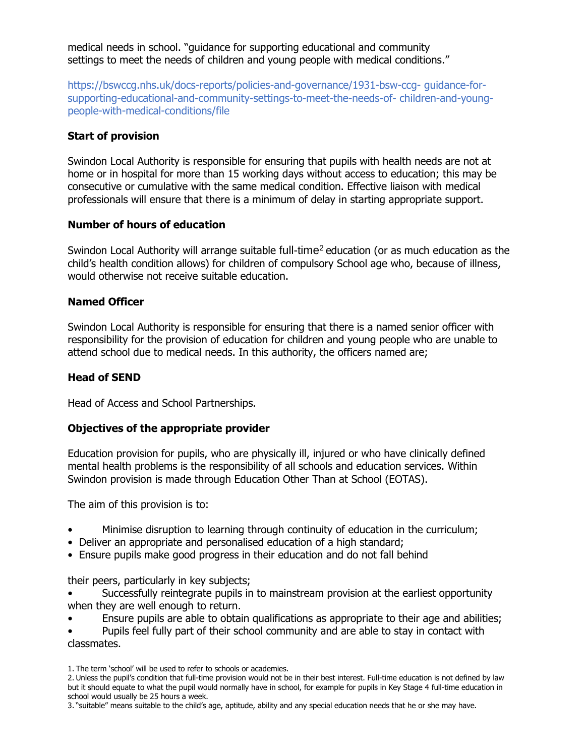medical needs in school. "guidance for supporting educational and community settings to meet the needs of children and young people with medical conditions."

https://bswccg.nhs.uk/docs-reports/policies-and-governance/1931-bsw-ccg- guidance-for-supporting-educational-and-community-settings-to-meet-the-needs-of- children-and-young-people-with-medical-conditions/file

**Start of provision**

Swindon Local Authority is responsible for ensuring that pupils with health needs are not at home or in hospital for more than 15 working days without access to education; this may be consecutive or cumulative with the same medical condition. Effective liaison with medical professionals will ensure that there is a minimum of delay in starting appropriate support.

**Number of hours of education**

Swindon Local Authority will arrange suitable full-time[2] education (or as much education as the child's health condition allows) for children of compulsory School age who, because of illness, would otherwise not receive suitable education.

**Named Officer**

Swindon Local Authority is responsible for ensuring that there is a named senior officer with responsibility for the provision of education for children and young people who are unable to attend school due to medical needs. In this authority, the officers named are;

**Head of SEND**

Head of Access and School Partnerships.

**Objectives of the appropriate provider**

Education provision for pupils, who are physically ill, injured or who have clinically defined mental health problems is the responsibility of all schools and education services. Within Swindon provision is made through Education Other Than at School (EOTAS).

The aim of this provision is to:

- Minimise disruption to learning through continuity of education in the curriculum;
- Deliver an appropriate and personalised education of a high standard;
- Ensure pupils make good progress in their education and do not fall behind their peers, particularly in key subjects;
- Successfully reintegrate pupils in to mainstream provision at the earliest opportunity when they are well enough to return.
- Ensure pupils are able to obtain qualifications as appropriate to their age and abilities;
- Pupils feel fully part of their school community and are able to stay in contact with classmates.

1. The term 'school' will be used to refer to schools or academies.
2. Unless the pupil's condition that full-time provision would not be in their best interest. Full-time education is not defined by law but it should equate to what the pupil would normally have in school, for example for pupils in Key Stage 4 full-time education in school would usually be 25 hours a week.
3. "suitable" means suitable to the child's age, aptitude, ability and any special education needs that he or she may have.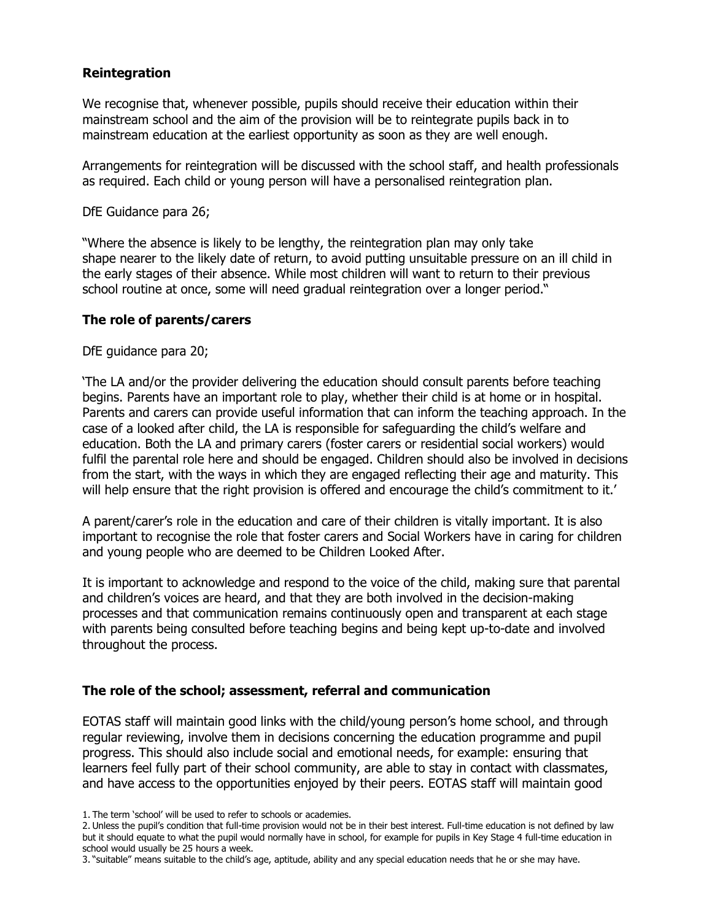## Reintegration

We recognise that, whenever possible, pupils should receive their education within their mainstream school and the aim of the provision will be to reintegrate pupils back in to mainstream education at the earliest opportunity as soon as they are well enough.

Arrangements for reintegration will be discussed with the school staff, and health professionals as required. Each child or young person will have a personalised reintegration plan.

DfE Guidance para 26;

"Where the absence is likely to be lengthy, the reintegration plan may only take shape nearer to the likely date of return, to avoid putting unsuitable pressure on an ill child in the early stages of their absence. While most children will want to return to their previous school routine at once, some will need gradual reintegration over a longer period."

## The role of parents/carers

DfE guidance para 20;

'The LA and/or the provider delivering the education should consult parents before teaching begins. Parents have an important role to play, whether their child is at home or in hospital. Parents and carers can provide useful information that can inform the teaching approach. In the case of a looked after child, the LA is responsible for safeguarding the child's welfare and education. Both the LA and primary carers (foster carers or residential social workers) would fulfil the parental role here and should be engaged. Children should also be involved in decisions from the start, with the ways in which they are engaged reflecting their age and maturity. This will help ensure that the right provision is offered and encourage the child's commitment to it.'

A parent/carer's role in the education and care of their children is vitally important. It is also important to recognise the role that foster carers and Social Workers have in caring for children and young people who are deemed to be Children Looked After.

It is important to acknowledge and respond to the voice of the child, making sure that parental and children's voices are heard, and that they are both involved in the decision-making processes and that communication remains continuously open and transparent at each stage with parents being consulted before teaching begins and being kept up-to-date and involved throughout the process.

## The role of the school; assessment, referral and communication

EOTAS staff will maintain good links with the child/young person's home school, and through regular reviewing, involve them in decisions concerning the education programme and pupil progress. This should also include social and emotional needs, for example: ensuring that learners feel fully part of their school community, are able to stay in contact with classmates, and have access to the opportunities enjoyed by their peers. EOTAS staff will maintain good

1. The term 'school' will be used to refer to schools or academies.
2. Unless the pupil's condition that full-time provision would not be in their best interest. Full-time education is not defined by law but it should equate to what the pupil would normally have in school, for example for pupils in Key Stage 4 full-time education in school would usually be 25 hours a week.
3. "suitable" means suitable to the child's age, aptitude, ability and any special education needs that he or she may have.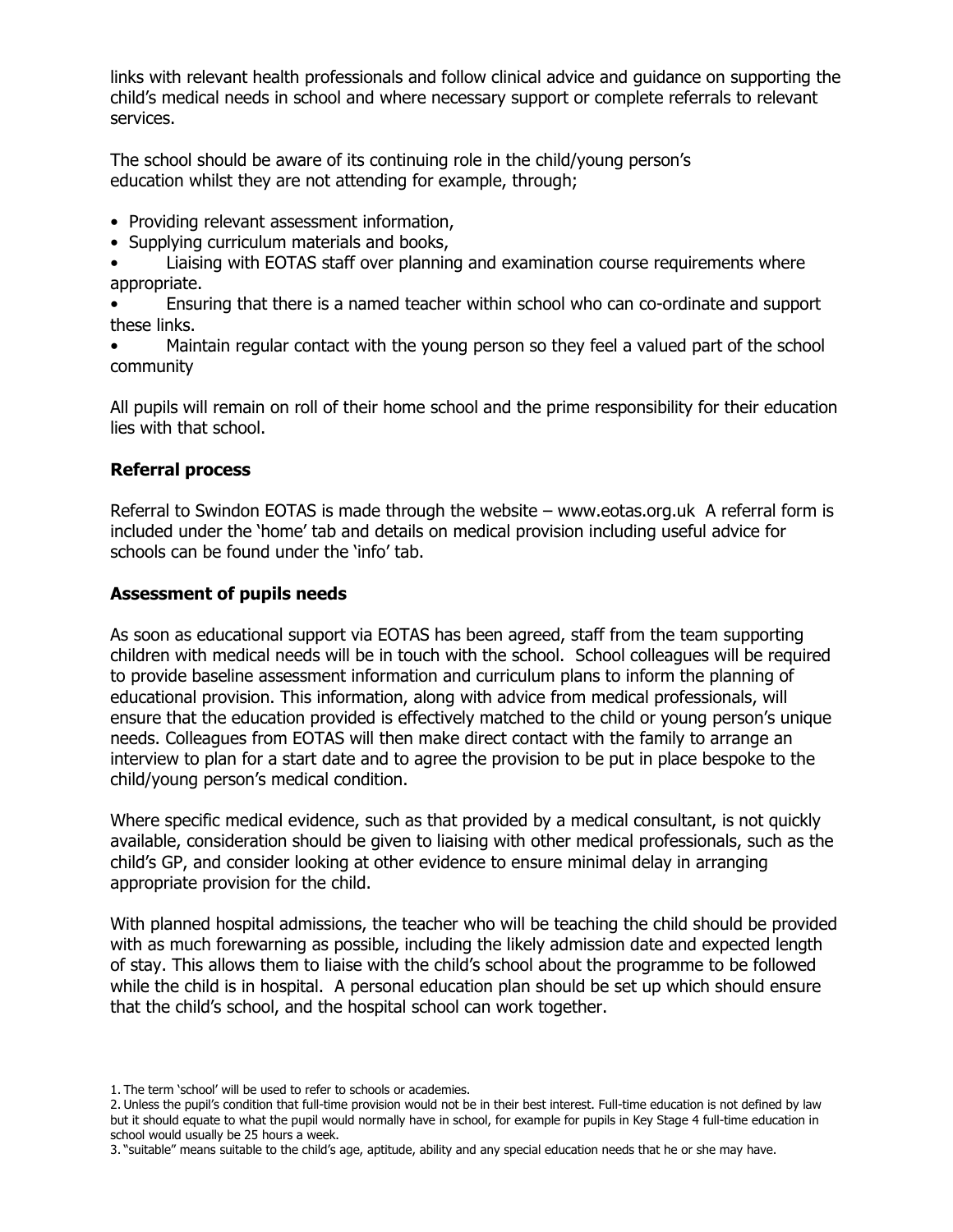links with relevant health professionals and follow clinical advice and guidance on supporting the child's medical needs in school and where necessary support or complete referrals to relevant services.

The school should be aware of its continuing role in the child/young person's education whilst they are not attending for example, through;

- Providing relevant assessment information,
- Supplying curriculum materials and books,
- Liaising with EOTAS staff over planning and examination course requirements where appropriate.
- Ensuring that there is a named teacher within school who can co-ordinate and support these links.
- Maintain regular contact with the young person so they feel a valued part of the school community

All pupils will remain on roll of their home school and the prime responsibility for their education lies with that school.

**Referral process**

Referral to Swindon EOTAS is made through the website – www.eotas.org.uk A referral form is included under the 'home' tab and details on medical provision including useful advice for schools can be found under the 'info' tab.

**Assessment of pupils needs**

As soon as educational support via EOTAS has been agreed, staff from the team supporting children with medical needs will be in touch with the school. School colleagues will be required to provide baseline assessment information and curriculum plans to inform the planning of educational provision. This information, along with advice from medical professionals, will ensure that the education provided is effectively matched to the child or young person's unique needs. Colleagues from EOTAS will then make direct contact with the family to arrange an interview to plan for a start date and to agree the provision to be put in place bespoke to the child/young person's medical condition.

Where specific medical evidence, such as that provided by a medical consultant, is not quickly available, consideration should be given to liaising with other medical professionals, such as the child's GP, and consider looking at other evidence to ensure minimal delay in arranging appropriate provision for the child.

With planned hospital admissions, the teacher who will be teaching the child should be provided with as much forewarning as possible, including the likely admission date and expected length of stay. This allows them to liaise with the child's school about the programme to be followed while the child is in hospital. A personal education plan should be set up which should ensure that the child's school, and the hospital school can work together.

1. The term 'school' will be used to refer to schools or academies.
2. Unless the pupil's condition that full-time provision would not be in their best interest. Full-time education is not defined by law but it should equate to what the pupil would normally have in school, for example for pupils in Key Stage 4 full-time education in school would usually be 25 hours a week.
3. "suitable" means suitable to the child's age, aptitude, ability and any special education needs that he or she may have.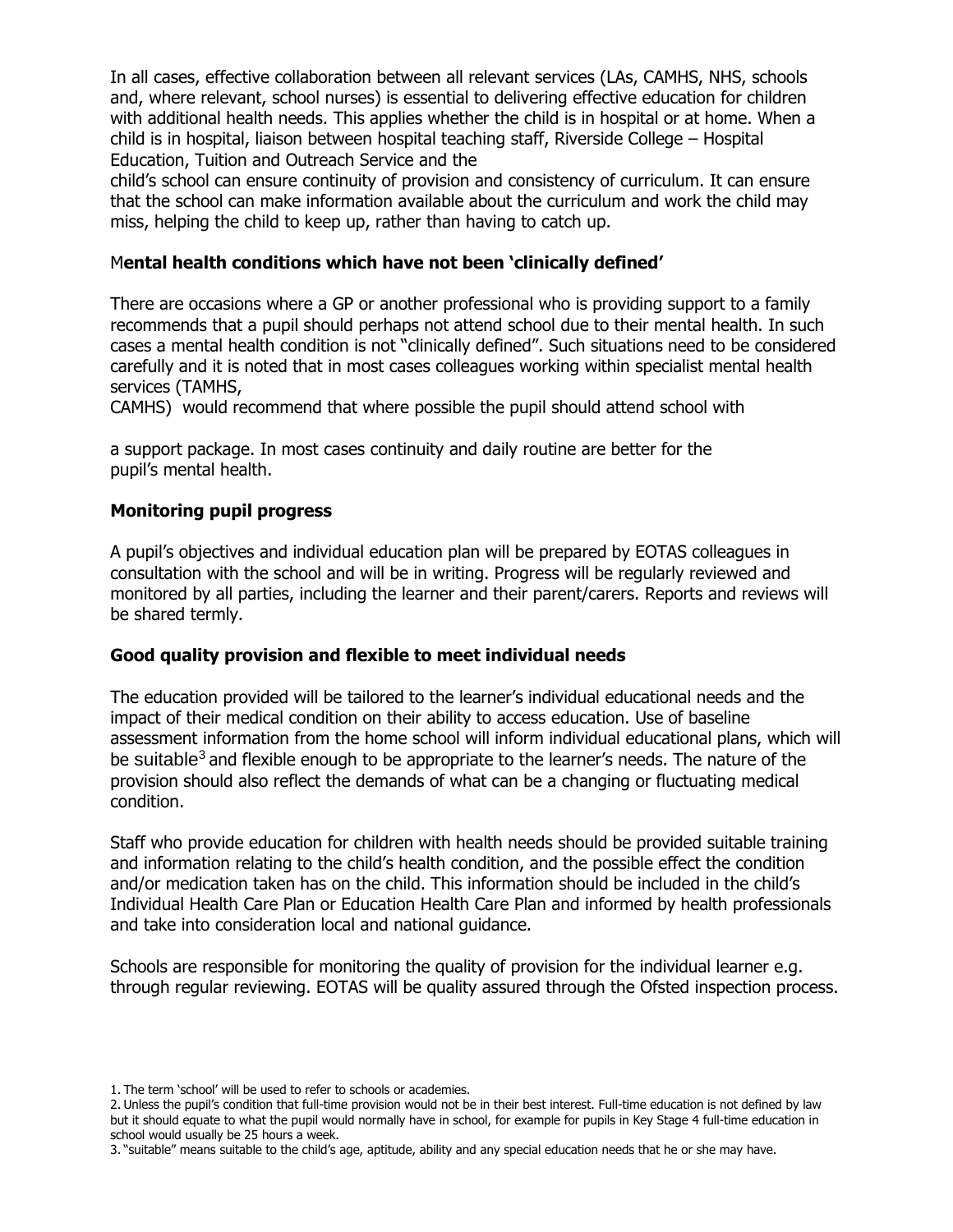In all cases, effective collaboration between all relevant services (LAs, CAMHS, NHS, schools and, where relevant, school nurses) is essential to delivering effective education for children with additional health needs. This applies whether the child is in hospital or at home. When a child is in hospital, liaison between hospital teaching staff, Riverside College – Hospital Education, Tuition and Outreach Service and the child's school can ensure continuity of provision and consistency of curriculum. It can ensure that the school can make information available about the curriculum and work the child may miss, helping the child to keep up, rather than having to catch up.

### Mental health conditions which have not been 'clinically defined'

There are occasions where a GP or another professional who is providing support to a family recommends that a pupil should perhaps not attend school due to their mental health. In such cases a mental health condition is not "clinically defined". Such situations need to be considered carefully and it is noted that in most cases colleagues working within specialist mental health services (TAMHS, CAMHS) would recommend that where possible the pupil should attend school with a support package. In most cases continuity and daily routine are better for the pupil's mental health.

### Monitoring pupil progress

A pupil's objectives and individual education plan will be prepared by EOTAS colleagues in consultation with the school and will be in writing. Progress will be regularly reviewed and monitored by all parties, including the learner and their parent/carers. Reports and reviews will be shared termly.

### Good quality provision and flexible to meet individual needs

The education provided will be tailored to the learner's individual educational needs and the impact of their medical condition on their ability to access education. Use of baseline assessment information from the home school will inform individual educational plans, which will be suitable[3] and flexible enough to be appropriate to the learner's needs. The nature of the provision should also reflect the demands of what can be a changing or fluctuating medical condition.

Staff who provide education for children with health needs should be provided suitable training and information relating to the child's health condition, and the possible effect the condition and/or medication taken has on the child. This information should be included in the child's Individual Health Care Plan or Education Health Care Plan and informed by health professionals and take into consideration local and national guidance.

Schools are responsible for monitoring the quality of provision for the individual learner e.g. through regular reviewing. EOTAS will be quality assured through the Ofsted inspection process.

---

1. The term 'school' will be used to refer to schools or academies.
2. Unless the pupil's condition that full-time provision would not be in their best interest. Full-time education is not defined by law but it should equate to what the pupil would normally have in school, for example for pupils in Key Stage 4 full-time education in school would usually be 25 hours a week.
3. "suitable" means suitable to the child's age, aptitude, ability and any special education needs that he or she may have.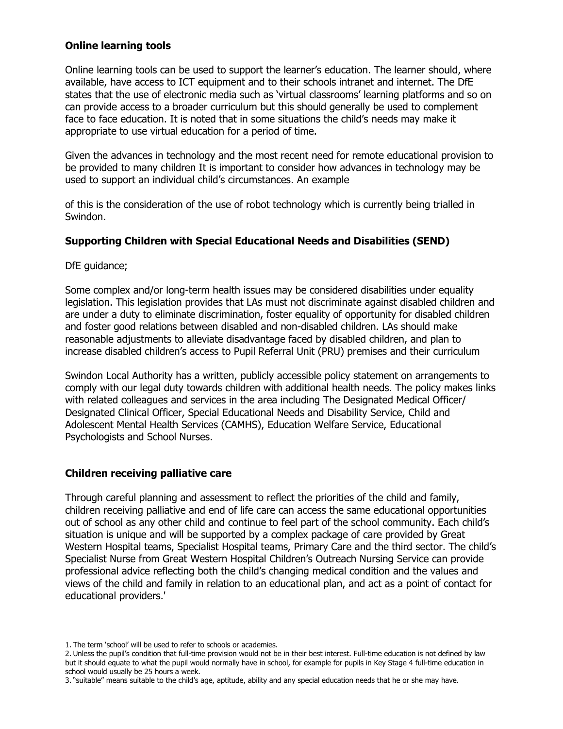### Online learning tools

Online learning tools can be used to support the learner's education. The learner should, where available, have access to ICT equipment and to their schools intranet and internet. The DfE states that the use of electronic media such as 'virtual classrooms' learning platforms and so on can provide access to a broader curriculum but this should generally be used to complement face to face education. It is noted that in some situations the child's needs may make it appropriate to use virtual education for a period of time.

Given the advances in technology and the most recent need for remote educational provision to be provided to many children It is important to consider how advances in technology may be used to support an individual child's circumstances. An example

of this is the consideration of the use of robot technology which is currently being trialled in Swindon.

### Supporting Children with Special Educational Needs and Disabilities (SEND)

DfE guidance;

Some complex and/or long-term health issues may be considered disabilities under equality legislation. This legislation provides that LAs must not discriminate against disabled children and are under a duty to eliminate discrimination, foster equality of opportunity for disabled children and foster good relations between disabled and non-disabled children. LAs should make reasonable adjustments to alleviate disadvantage faced by disabled children, and plan to increase disabled children's access to Pupil Referral Unit (PRU) premises and their curriculum

Swindon Local Authority has a written, publicly accessible policy statement on arrangements to comply with our legal duty towards children with additional health needs. The policy makes links with related colleagues and services in the area including The Designated Medical Officer/ Designated Clinical Officer, Special Educational Needs and Disability Service, Child and Adolescent Mental Health Services (CAMHS), Education Welfare Service, Educational Psychologists and School Nurses.

### Children receiving palliative care

Through careful planning and assessment to reflect the priorities of the child and family, children receiving palliative and end of life care can access the same educational opportunities out of school as any other child and continue to feel part of the school community. Each child's situation is unique and will be supported by a complex package of care provided by Great Western Hospital teams, Specialist Hospital teams, Primary Care and the third sector. The child's Specialist Nurse from Great Western Hospital Children's Outreach Nursing Service can provide professional advice reflecting both the child's changing medical condition and the values and views of the child and family in relation to an educational plan, and act as a point of contact for educational providers.'

1. The term 'school' will be used to refer to schools or academies.
2. Unless the pupil's condition that full-time provision would not be in their best interest. Full-time education is not defined by law but it should equate to what the pupil would normally have in school, for example for pupils in Key Stage 4 full-time education in school would usually be 25 hours a week.
3. "suitable" means suitable to the child's age, aptitude, ability and any special education needs that he or she may have.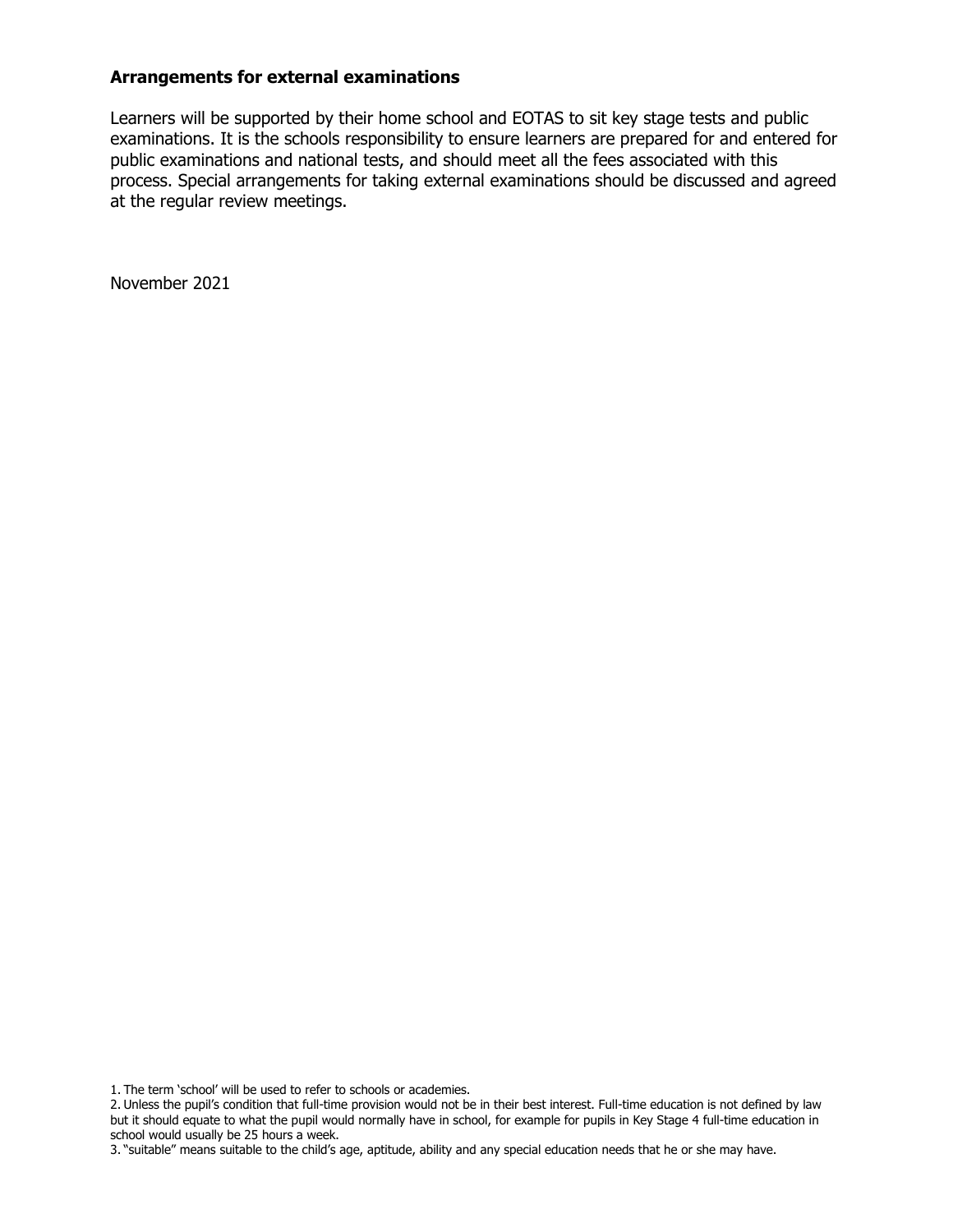**Arrangements for external examinations**

Learners will be supported by their home school and EOTAS to sit key stage tests and public examinations. It is the schools responsibility to ensure learners are prepared for and entered for public examinations and national tests, and should meet all the fees associated with this process. Special arrangements for taking external examinations should be discussed and agreed at the regular review meetings.

November 2021

1. The term 'school' will be used to refer to schools or academies.
2. Unless the pupil's condition that full-time provision would not be in their best interest. Full-time education is not defined by law but it should equate to what the pupil would normally have in school, for example for pupils in Key Stage 4 full-time education in school would usually be 25 hours a week.
3. "suitable" means suitable to the child's age, aptitude, ability and any special education needs that he or she may have.